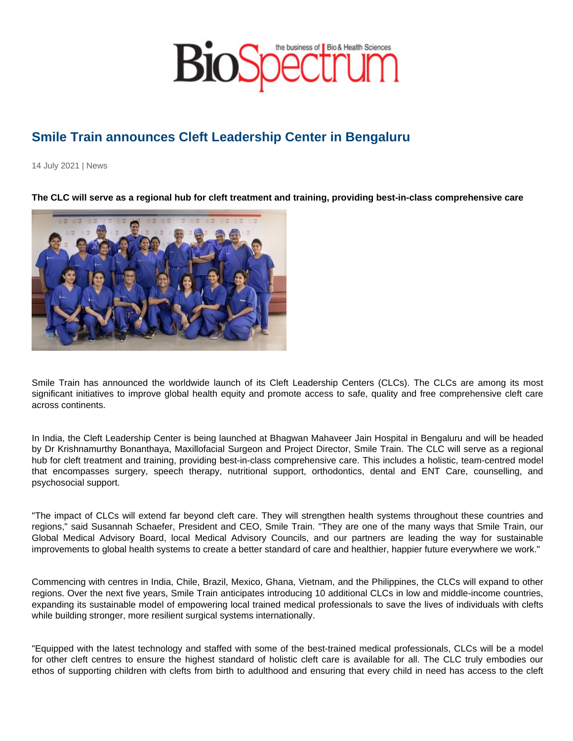# Smile Train announces Cleft Leadership Center in Bengaluru

14 July 2021 | News

**The CLC will serve as a regional hub for cleft treatment and training, providing best-in-class comprehensive care**

Smile Train has announced the worldwide launch of its Cleft Leadership Centers (CLCs). The CLCs are among its most significant initiatives to improve global health equity and promote access to safe, quality and free comprehensive cleft care across continents.

In India, the Cleft Leadership Center is being launched at Bhagwan Mahaveer Jain Hospital in Bengaluru and will be headed by Dr Krishnamurthy Bonanthaya, Maxillofacial Surgeon and Project Director, Smile Train. The CLC will serve as a regional hub for cleft treatment and training, providing best-in-class comprehensive care. This includes a holistic, team-centred model that encompasses surgery, speech therapy, nutritional support, orthodontics, dental and ENT Care, counselling, and psychosocial support.

"The impact of CLCs will extend far beyond cleft care. They will strengthen health systems throughout these countries and regions," said Susannah Schaefer, President and CEO, Smile Train. "They are one of the many ways that Smile Train, our Global Medical Advisory Board, local Medical Advisory Councils, and our partners are leading the way for sustainable improvements to global health systems to create a better standard of care and healthier, happier future everywhere we work."

Commencing with centres in India, Chile, Brazil, Mexico, Ghana, Vietnam, and the Philippines, the CLCs will expand to other regions. Over the next five years, Smile Train anticipates introducing 10 additional CLCs in low and middle-income countries, expanding its sustainable model of empowering local trained medical professionals to save the lives of individuals with clefts while building stronger, more resilient surgical systems internationally.

"Equipped with the latest technology and staffed with some of the best-trained medical professionals, CLCs will be a model for other cleft centres to ensure the highest standard of holistic cleft care is available for all. The CLC truly embodies our ethos of supporting children with clefts from birth to adulthood and ensuring that every child in need has access to the cleft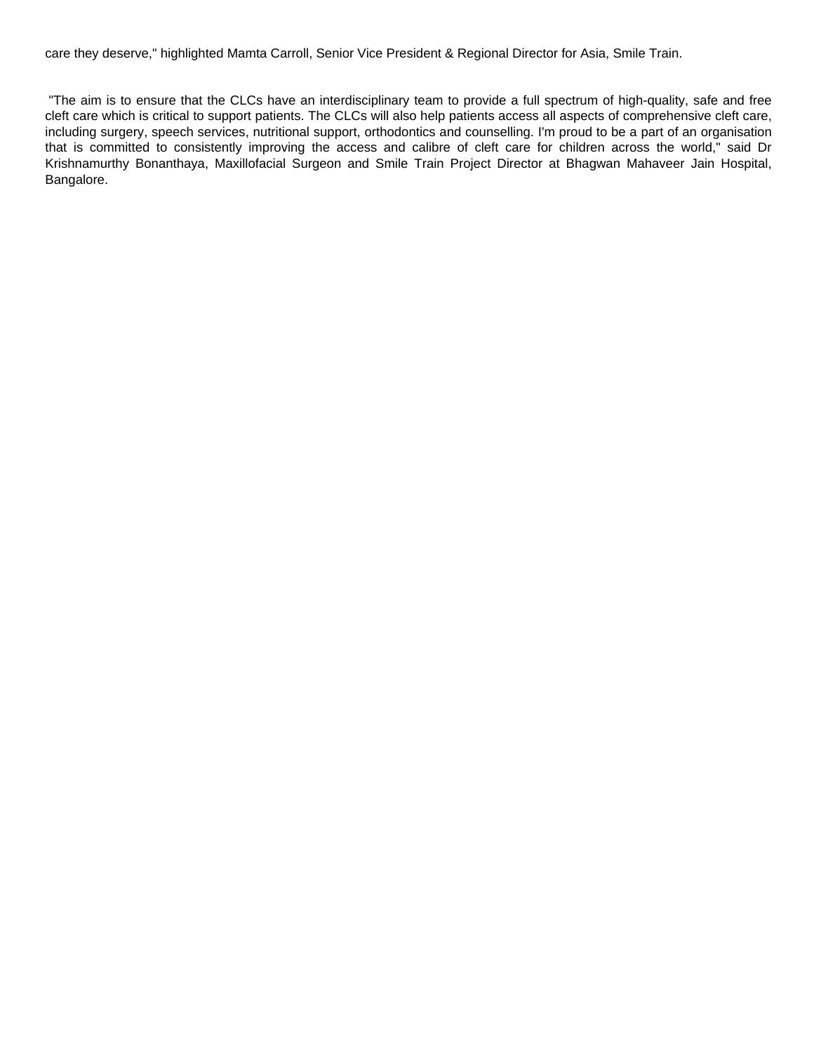care they deserve," highlighted Mamta Carroll, Senior Vice President & Regional Director for Asia, Smile Train.

"The aim is to ensure that the CLCs have an interdisciplinary team to provide a full spectrum of high-quality, safe and free cleft care which is critical to support patients. The CLCs will also help patients access all aspects of comprehensive cleft care, including surgery, speech services, nutritional support, orthodontics and counselling. I'm proud to be a part of an organisation that is committed to consistently improving the access and calibre of cleft care for children across the world," said Dr Krishnamurthy Bonanthaya, Maxillofacial Surgeon and Smile Train Project Director at Bhagwan Mahaveer Jain Hospital, Bangalore.